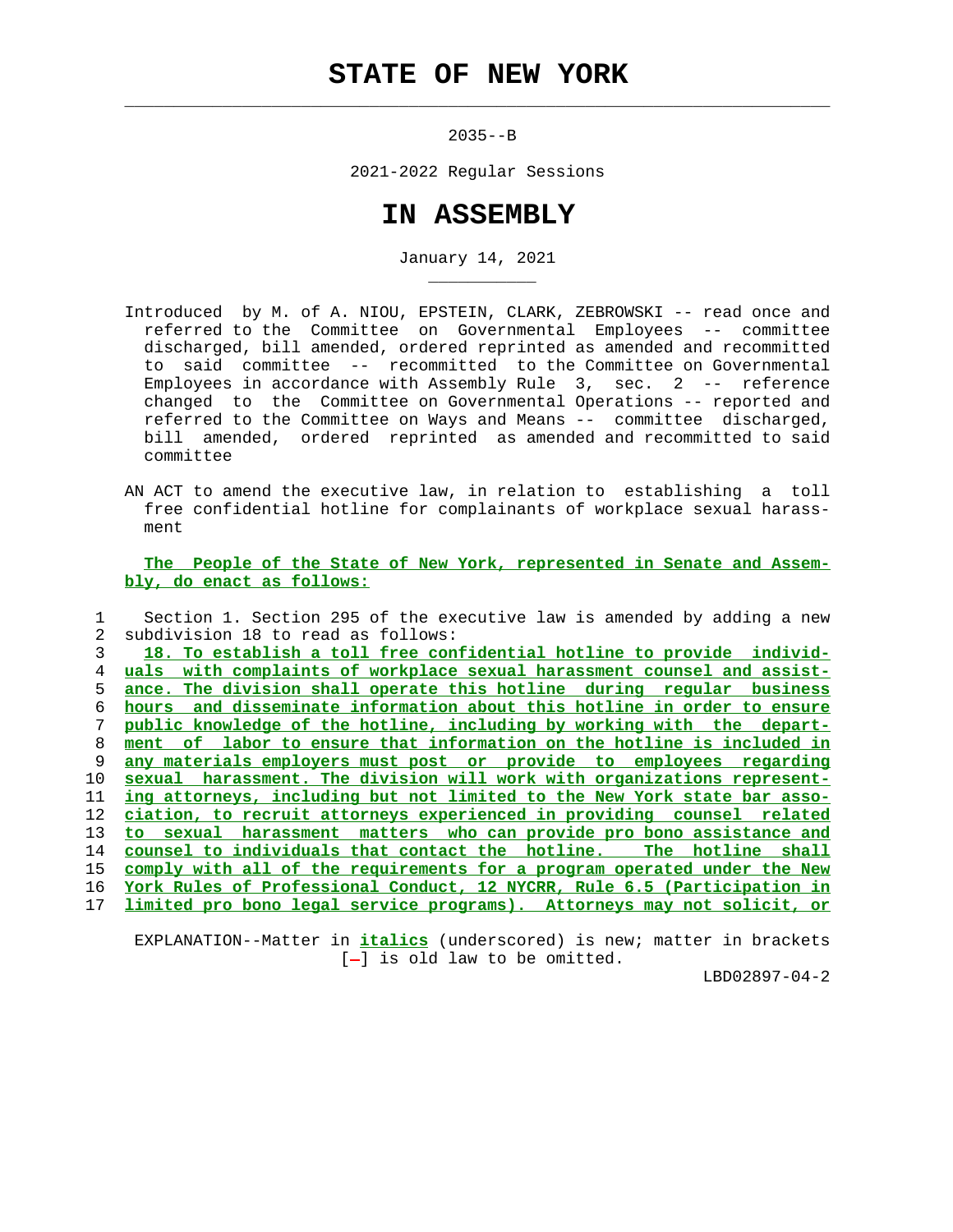# STATE OF NEW YORK

2035--B

2021-2022 Regular Sessions

# IN ASSEMBLY

January 14, 2021

Introduced by M. of A. NIOU, EPSTEIN, CLARK, ZEBROWSKI -- read once and referred to the Committee on Governmental Employees -- committee discharged, bill amended, ordered reprinted as amended and recommitted to said committee -- recommitted to the Committee on Governmental Employees in accordance with Assembly Rule 3, sec. 2 -- reference changed to the Committee on Governmental Operations -- reported and referred to the Committee on Ways and Means -- committee discharged, bill amended, ordered reprinted as amended and recommitted to said committee

AN ACT to amend the executive law, in relation to establishing a toll free confidential hotline for complainants of workplace sexual harassment

**The People of the State of New York, represented in Senate and Assembly, do enact as follows:**

1 Section 1. Section 295 of the executive law is amended by adding a new
2 subdivision 18 to read as follows:
3 *18. To establish a toll free confidential hotline to provide individ-*
4 *uals with complaints of workplace sexual harassment counsel and assist-*
5 *ance. The division shall operate this hotline during regular business*
6 *hours and disseminate information about this hotline in order to ensure*
7 *public knowledge of the hotline, including by working with the depart-*
8 *ment of labor to ensure that information on the hotline is included in*
9 *any materials employers must post or provide to employees regarding*
10 *sexual harassment. The division will work with organizations represent-*
11 *ing attorneys, including but not limited to the New York state bar asso-*
12 *ciation, to recruit attorneys experienced in providing counsel related*
13 *to sexual harassment matters who can provide pro bono assistance and*
14 *counsel to individuals that contact the hotline. The hotline shall*
15 *comply with all of the requirements for a program operated under the New*
16 *York Rules of Professional Conduct, 12 NYCRR, Rule 6.5 (Participation in*
17 *limited pro bono legal service programs). Attorneys may not solicit, or*

EXPLANATION--Matter in *italics* (underscored) is new; matter in brackets [-] is old law to be omitted.

LBD02897-04-2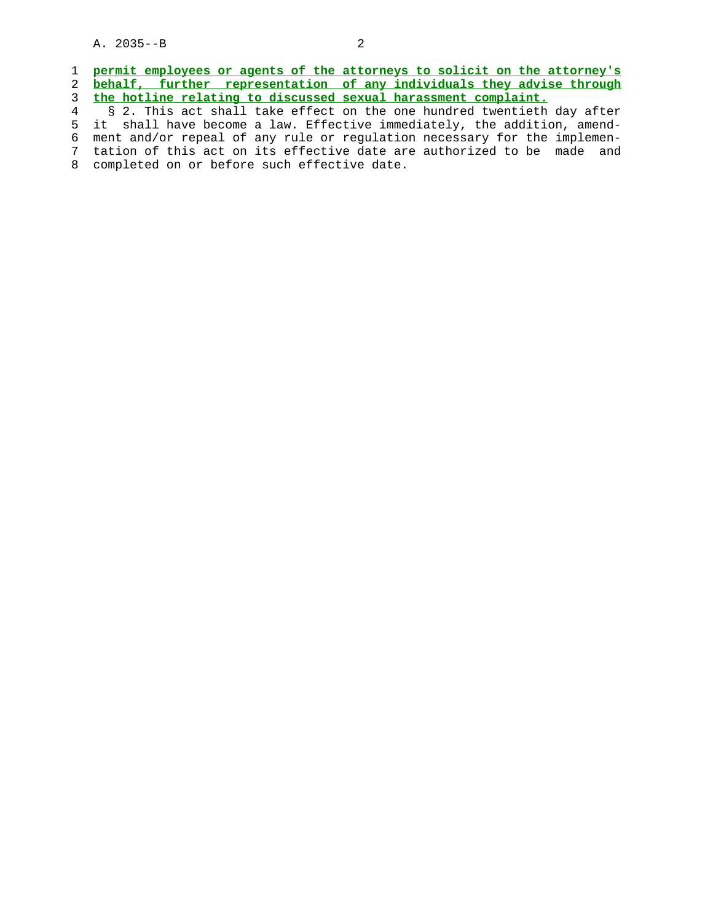**permit employees or agents of the attorneys to solicit on the attorney's behalf, further representation of any individuals they advise through the hotline relating to discussed sexual harassment complaint.**

§ 2. This act shall take effect on the one hundred twentieth day after it shall have become a law. Effective immediately, the addition, amendment and/or repeal of any rule or regulation necessary for the implementation of this act on its effective date are authorized to be made and completed on or before such effective date.